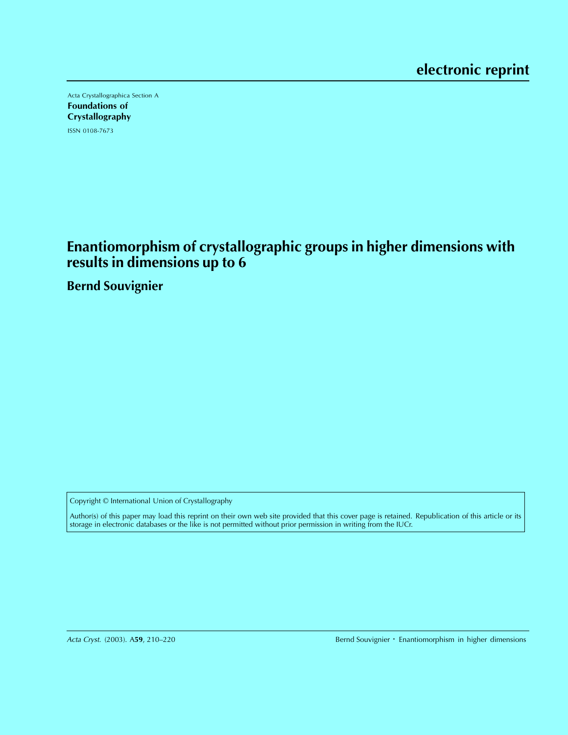electronic reprint

Acta Crystallographica Section A

**Foundations of Crystallography**

ISSN 0108-7673

# Enantiomorphism of crystallographic groups in higher dimensions with results in dimensions up to 6

**Bernd Souvignier**

Copyright © International Union of Crystallography

Author(s) of this paper may load this reprint on their own web site provided that this cover page is retained. Republication of this article or its storage in electronic databases or the like is not permitted without prior permission in writing from the IUCr.

*Acta Cryst.* (2003). A**59**, 210–220 Bernd Souvignier · Enantiomorphism in higher dimensions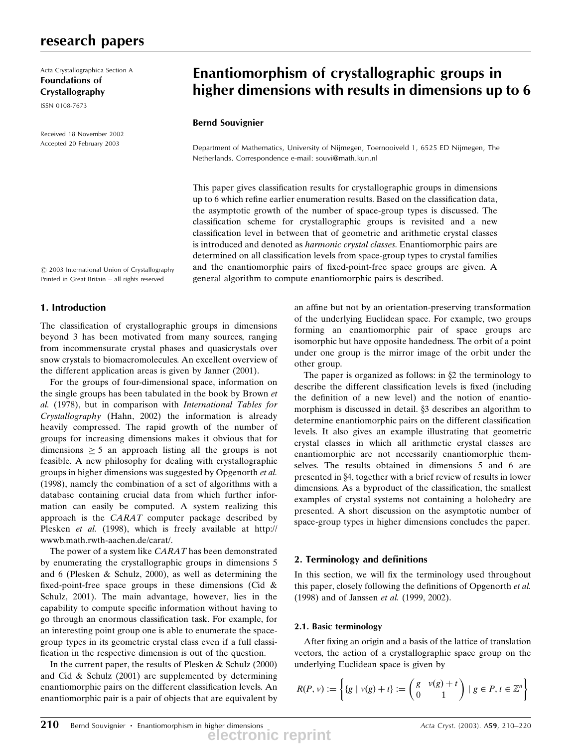research papers

Acta Crystallographica Section A
**Foundations of Crystallography**

ISSN 0108-7673

Received 18 November 2002
Accepted 20 February 2003

# Enantiomorphism of crystallographic groups in higher dimensions with results in dimensions up to 6

**Bernd Souvignier**

Department of Mathematics, University of Nijmegen, Toernooiveld 1, 6525 ED Nijmegen, The Netherlands. Correspondence e-mail: souvi@math.kun.nl

This paper gives classification results for crystallographic groups in dimensions up to 6 which refine earlier enumeration results. Based on the classification data, the asymptotic growth of the number of space-group types is discussed. The classification scheme for crystallographic groups is revisited and a new classification level in between that of geometric and arithmetic crystal classes is introduced and denoted as *harmonic crystal classes*. Enantiomorphic pairs are determined on all classification levels from space-group types to crystal families and the enantiomorphic pairs of fixed-point-free space groups are given. A general algorithm to compute enantiomorphic pairs is described.

© 2003 International Union of Crystallography
Printed in Great Britain – all rights reserved

## 1. Introduction

The classification of crystallographic groups in dimensions beyond 3 has been motivated from many sources, ranging from incommensurate crystal phases and quasicrystals over snow crystals to biomacromolecules. An excellent overview of the different application areas is given by Janner (2001).

For the groups of four-dimensional space, information on the single groups has been tabulated in the book by Brown *et al.* (1978), but in comparison with *International Tables for Crystallography* (Hahn, 2002) the information is already heavily compressed. The rapid growth of the number of groups for increasing dimensions makes it obvious that for dimensions $\geq 5$ an approach listing all the groups is not feasible. A new philosophy for dealing with crystallographic groups in higher dimensions was suggested by Opgenorth *et al.* (1998), namely the combination of a set of algorithms with a database containing crucial data from which further information can easily be computed. A system realizing this approach is the *CARAT* computer package described by Plesken *et al.* (1998), which is freely available at http://wwwb.math.rwth-aachen.de/carat/.

The power of a system like *CARAT* has been demonstrated by enumerating the crystallographic groups in dimensions 5 and 6 (Plesken & Schulz, 2000), as well as determining the fixed-point-free space groups in these dimensions (Cid & Schulz, 2001). The main advantage, however, lies in the capability to compute specific information without having to go through an enormous classification task. For example, for an interesting point group one is able to enumerate the space-group types in its geometric crystal class even if a full classification in the respective dimension is out of the question.

In the current paper, the results of Plesken & Schulz (2000) and Cid & Schulz (2001) are supplemented by determining enantiomorphic pairs on the different classification levels. An enantiomorphic pair is a pair of objects that are equivalent by an affine but not by an orientation-preserving transformation of the underlying Euclidean space. For example, two groups forming an enantiomorphic pair of space groups are isomorphic but have opposite handedness. The orbit of a point under one group is the mirror image of the orbit under the other group.

The paper is organized as follows: in §2 the terminology to describe the different classification levels is fixed (including the definition of a new level) and the notion of enantiomorphism is discussed in detail. §3 describes an algorithm to determine enantiomorphic pairs on the different classification levels. It also gives an example illustrating that geometric crystal classes in which all arithmetic crystal classes are enantiomorphic are not necessarily enantiomorphic themselves. The results obtained in dimensions 5 and 6 are presented in §4, together with a brief review of results in lower dimensions. As a byproduct of the classification, the smallest examples of crystal systems not containing a holohedry are presented. A short discussion on the asymptotic number of space-group types in higher dimensions concludes the paper.

## 2. Terminology and definitions

In this section, we will fix the terminology used throughout this paper, closely following the definitions of Opgenorth *et al.* (1998) and of Janssen *et al.* (1999, 2002).

### 2.1. Basic terminology

After fixing an origin and a basis of the lattice of translation vectors, the action of a crystallographic space group on the underlying Euclidean space is given by

$$R(P, v) := \left\{ \{g \mid v(g) + t\} := \begin{pmatrix} g & v(g) + t \\ 0 & 1 \end{pmatrix} \mid g \in P, t \in \mathbb{Z}^n \right\}$$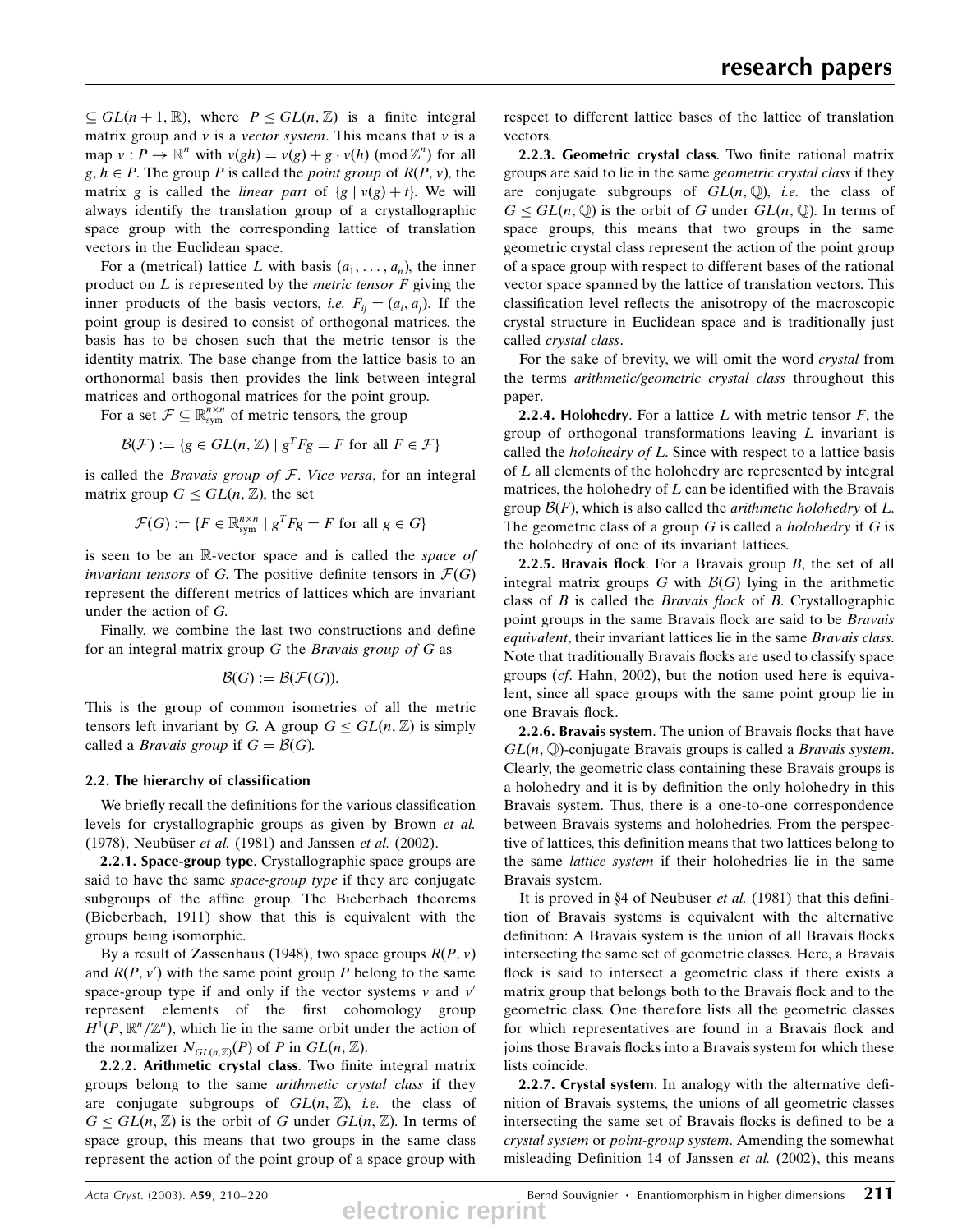$\subseteq GL(n+1, \mathbb{R})$, where $P \leq GL(n, \mathbb{Z})$ is a finite integral matrix group and $v$ is a *vector system*. This means that $v$ is a map $v : P \to \mathbb{R}^n$ with $v(gh) = v(g) + g \cdot v(h) \pmod{\mathbb{Z}^n}$ for all $g, h \in P$. The group $P$ is called the *point group* of $R(P, v)$, the matrix $g$ is called the *linear part* of $\{g \mid v(g) + t\}$. We will always identify the translation group of a crystallographic space group with the corresponding lattice of translation vectors in the Euclidean space.

For a (metrical) lattice $L$ with basis $(a_1, \ldots, a_n)$, the inner product on $L$ is represented by the *metric tensor* $F$ giving the inner products of the basis vectors, *i.e.* $F_{ij} = (a_i, a_j)$. If the point group is desired to consist of orthogonal matrices, the basis has to be chosen such that the metric tensor is the identity matrix. The base change from the lattice basis to an orthonormal basis then provides the link between integral matrices and orthogonal matrices for the point group.

For a set $\mathcal{F} \subseteq \mathbb{R}^{n \times n}_{\text{sym}}$ of metric tensors, the group

$$\mathcal{B}(\mathcal{F}) := \{g \in GL(n, \mathbb{Z}) \mid g^T F g = F \text{ for all } F \in \mathcal{F}\}$$

is called the *Bravais group of* $\mathcal{F}$. *Vice versa*, for an integral matrix group $G \leq GL(n, \mathbb{Z})$, the set

$$\mathcal{F}(G) := \{F \in \mathbb{R}^{n \times n}_{\text{sym}} \mid g^T F g = F \text{ for all } g \in G\}$$

is seen to be an $\mathbb{R}$-vector space and is called the *space of invariant tensors* of $G$. The positive definite tensors in $\mathcal{F}(G)$ represent the different metrics of lattices which are invariant under the action of $G$.

Finally, we combine the last two constructions and define for an integral matrix group $G$ the *Bravais group of* $G$ as

$$\mathcal{B}(G) := \mathcal{B}(\mathcal{F}(G)).$$

This is the group of common isometries of all the metric tensors left invariant by $G$. A group $G \leq GL(n, \mathbb{Z})$ is simply called a *Bravais group* if $G = \mathcal{B}(G)$.

### 2.2. The hierarchy of classification

We briefly recall the definitions for the various classification levels for crystallographic groups as given by Brown *et al.* (1978), Neubüser *et al.* (1981) and Janssen *et al.* (2002).

**2.2.1. Space-group type**. Crystallographic space groups are said to have the same *space-group type* if they are conjugate subgroups of the affine group. The Bieberbach theorems (Bieberbach, 1911) show that this is equivalent with the groups being isomorphic.

By a result of Zassenhaus (1948), two space groups $R(P, v)$ and $R(P, v')$ with the same point group $P$ belong to the same space-group type if and only if the vector systems $v$ and $v'$ represent elements of the first cohomology group $H^1(P, \mathbb{R}^n/\mathbb{Z}^n)$, which lie in the same orbit under the action of the normalizer $N_{GL(n,\mathbb{Z})}(P)$ of $P$ in $GL(n, \mathbb{Z})$.

**2.2.2. Arithmetic crystal class**. Two finite integral matrix groups belong to the same *arithmetic crystal class* if they are conjugate subgroups of $GL(n, \mathbb{Z})$, *i.e.* the class of $G \leq GL(n, \mathbb{Z})$ is the orbit of $G$ under $GL(n, \mathbb{Z})$. In terms of space group, this means that two groups in the same class represent the action of the point group of a space group with respect to different lattice bases of the lattice of translation vectors.

**2.2.3. Geometric crystal class**. Two finite rational matrix groups are said to lie in the same *geometric crystal class* if they are conjugate subgroups of $GL(n, \mathbb{Q})$, *i.e.* the class of $G \leq GL(n, \mathbb{Q})$ is the orbit of $G$ under $GL(n, \mathbb{Q})$. In terms of space groups, this means that two groups in the same geometric crystal class represent the action of the point group of a space group with respect to different bases of the rational vector space spanned by the lattice of translation vectors. This classification level reflects the anisotropy of the macroscopic crystal structure in Euclidean space and is traditionally just called *crystal class*.

For the sake of brevity, we will omit the word *crystal* from the terms *arithmetic/geometric crystal class* throughout this paper.

**2.2.4. Holohedry**. For a lattice $L$ with metric tensor $F$, the group of orthogonal transformations leaving $L$ invariant is called the *holohedry of* $L$. Since with respect to a lattice basis of $L$ all elements of the holohedry are represented by integral matrices, the holohedry of $L$ can be identified with the Bravais group $\mathcal{B}(F)$, which is also called the *arithmetic holohedry* of $L$. The geometric class of a group $G$ is called a *holohedry* if $G$ is the holohedry of one of its invariant lattices.

**2.2.5. Bravais flock**. For a Bravais group $B$, the set of all integral matrix groups $G$ with $\mathcal{B}(G)$ lying in the arithmetic class of $B$ is called the *Bravais flock* of $B$. Crystallographic point groups in the same Bravais flock are said to be *Bravais equivalent*, their invariant lattices lie in the same *Bravais class*. Note that traditionally Bravais flocks are used to classify space groups (*cf.* Hahn, 2002), but the notion used here is equivalent, since all space groups with the same point group lie in one Bravais flock.

**2.2.6. Bravais system**. The union of Bravais flocks that have $GL(n, \mathbb{Q})$-conjugate Bravais groups is called a *Bravais system*. Clearly, the geometric class containing these Bravais groups is a holohedry and it is by definition the only holohedry in this Bravais system. Thus, there is a one-to-one correspondence between Bravais systems and holohedries. From the perspective of lattices, this definition means that two lattices belong to the same *lattice system* if their holohedries lie in the same Bravais system.

It is proved in §4 of Neubüser *et al.* (1981) that this definition of Bravais systems is equivalent with the alternative definition: A Bravais system is the union of all Bravais flocks intersecting the same set of geometric classes. Here, a Bravais flock is said to intersect a geometric class if there exists a matrix group that belongs both to the Bravais flock and to the geometric class. One therefore lists all the geometric classes for which representatives are found in a Bravais flock and joins those Bravais flocks into a Bravais system for which these lists coincide.

**2.2.7. Crystal system**. In analogy with the alternative definition of Bravais systems, the unions of all geometric classes intersecting the same set of Bravais flocks is defined to be a *crystal system* or *point-group system*. Amending the somewhat misleading Definition 14 of Janssen *et al.* (2002), this means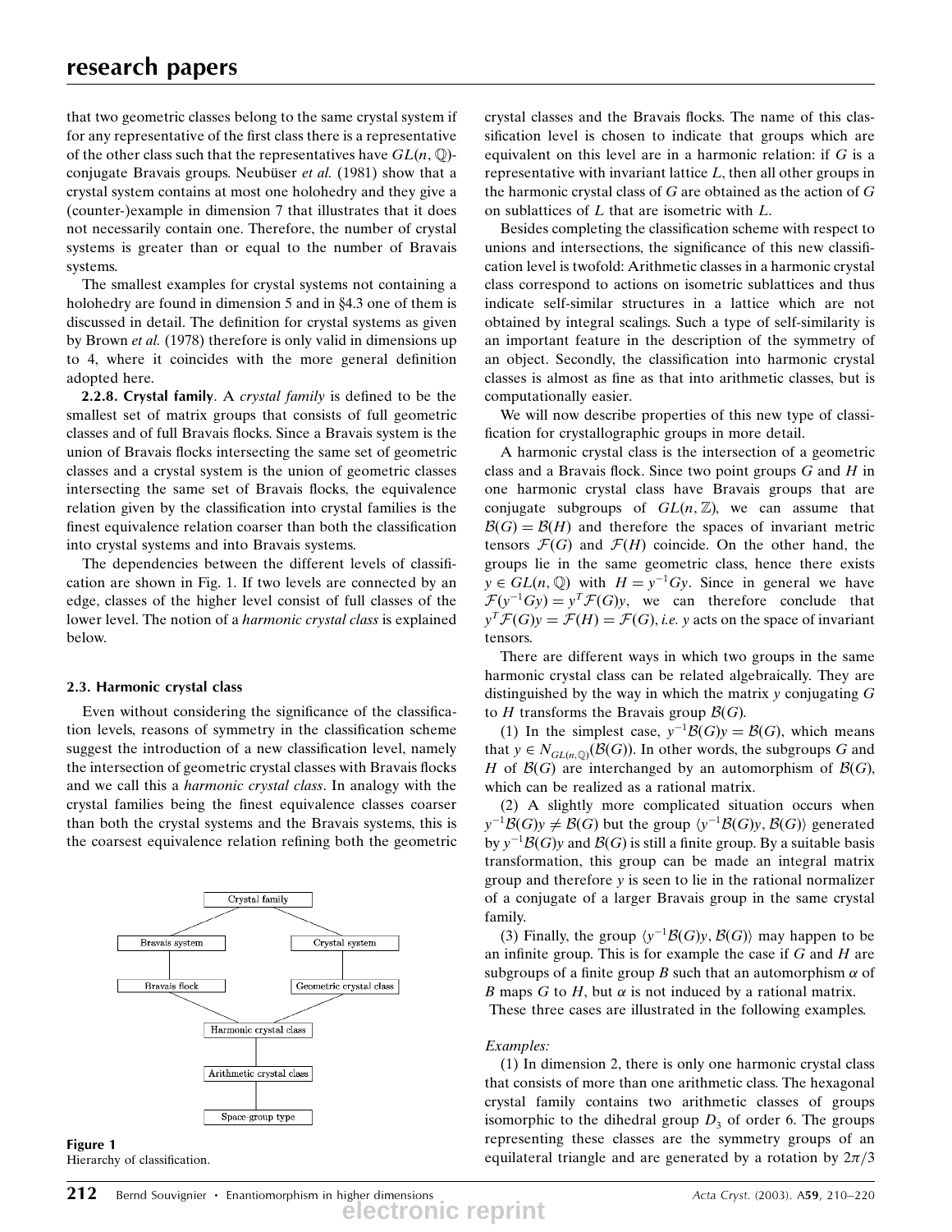that two geometric classes belong to the same crystal system if for any representative of the first class there is a representative of the other class such that the representatives have $GL(n, \mathbb{Q})$-conjugate Bravais groups. Neubüser *et al.* (1981) show that a crystal system contains at most one holohedry and they give a (counter-)example in dimension 7 that illustrates that it does not necessarily contain one. Therefore, the number of crystal systems is greater than or equal to the number of Bravais systems.

The smallest examples for crystal systems not containing a holohedry are found in dimension 5 and in §4.3 one of them is discussed in detail. The definition for crystal systems as given by Brown *et al.* (1978) therefore is only valid in dimensions up to 4, where it coincides with the more general definition adopted here.

**2.2.8. Crystal family**. A *crystal family* is defined to be the smallest set of matrix groups that consists of full geometric classes and of full Bravais flocks. Since a Bravais system is the union of Bravais flocks intersecting the same set of geometric classes and a crystal system is the union of geometric classes intersecting the same set of Bravais flocks, the equivalence relation given by the classification into crystal families is the finest equivalence relation coarser than both the classification into crystal systems and into Bravais systems.

The dependencies between the different levels of classification are shown in Fig. 1. If two levels are connected by an edge, classes of the higher level consist of full classes of the lower level. The notion of a *harmonic crystal class* is explained below.

### 2.3. Harmonic crystal class

Even without considering the significance of the classification levels, reasons of symmetry in the classification scheme suggest the introduction of a new classification level, namely the intersection of geometric crystal classes with Bravais flocks and we call this a *harmonic crystal class*. In analogy with the crystal families being the finest equivalence classes coarser than both the crystal systems and the Bravais systems, this is the coarsest equivalence relation refining both the geometric crystal classes and the Bravais flocks. The name of this classification level is chosen to indicate that groups which are equivalent on this level are in a harmonic relation: if $G$ is a representative with invariant lattice $L$, then all other groups in the harmonic crystal class of $G$ are obtained as the action of $G$ on sublattices of $L$ that are isometric with $L$.

```
                 Crystal family
                /              \
      Bravais system        Crystal system
            |                     |
      Bravais flock       Geometric crystal class
                \              /
              Harmonic crystal class
                       |
              Arithmetic crystal class
                       |
                Space-group type
```

Figure 1
Hierarchy of classification.

Besides completing the classification scheme with respect to unions and intersections, the significance of this new classification level is twofold: Arithmetic classes in a harmonic crystal class correspond to actions on isometric sublattices and thus indicate self-similar structures in a lattice which are not obtained by integral scalings. Such a type of self-similarity is an important feature in the description of the symmetry of an object. Secondly, the classification into harmonic crystal classes is almost as fine as that into arithmetic classes, but is computationally easier.

We will now describe properties of this new type of classification for crystallographic groups in more detail.

A harmonic crystal class is the intersection of a geometric class and a Bravais flock. Since two point groups $G$ and $H$ in one harmonic crystal class have Bravais groups that are conjugate subgroups of $GL(n, \mathbb{Z})$, we can assume that $\mathcal{B}(G) = \mathcal{B}(H)$ and therefore the spaces of invariant metric tensors $\mathcal{F}(G)$ and $\mathcal{F}(H)$ coincide. On the other hand, the groups lie in the same geometric class, hence there exists $y \in GL(n, \mathbb{Q})$ with $H = y^{-1}Gy$. Since in general we have $\mathcal{F}(y^{-1}Gy) = y^T\mathcal{F}(G)y$, we can therefore conclude that $y^T\mathcal{F}(G)y = \mathcal{F}(H) = \mathcal{F}(G)$, *i.e.* $y$ acts on the space of invariant tensors.

There are different ways in which two groups in the same harmonic crystal class can be related algebraically. They are distinguished by the way in which the matrix $y$ conjugating $G$ to $H$ transforms the Bravais group $\mathcal{B}(G)$.

(1) In the simplest case, $y^{-1}\mathcal{B}(G)y = \mathcal{B}(G)$, which means that $y \in N_{GL(n,\mathbb{Q})}(\mathcal{B}(G))$. In other words, the subgroups $G$ and $H$ of $\mathcal{B}(G)$ are interchanged by an automorphism of $\mathcal{B}(G)$, which can be realized as a rational matrix.

(2) A slightly more complicated situation occurs when $y^{-1}\mathcal{B}(G)y \neq \mathcal{B}(G)$ but the group $\langle y^{-1}\mathcal{B}(G)y, \mathcal{B}(G)\rangle$ generated by $y^{-1}\mathcal{B}(G)y$ and $\mathcal{B}(G)$ is still a finite group. By a suitable basis transformation, this group can be made an integral matrix group and therefore $y$ is seen to lie in the rational normalizer of a conjugate of a larger Bravais group in the same crystal family.

(3) Finally, the group $\langle y^{-1}\mathcal{B}(G)y, \mathcal{B}(G)\rangle$ may happen to be an infinite group. This is for example the case if $G$ and $H$ are subgroups of a finite group $B$ such that an automorphism $\alpha$ of $B$ maps $G$ to $H$, but $\alpha$ is not induced by a rational matrix.

These three cases are illustrated in the following examples.

*Examples:*

(1) In dimension 2, there is only one harmonic crystal class that consists of more than one arithmetic class. The hexagonal crystal family contains two arithmetic classes of groups isomorphic to the dihedral group $D_3$ of order 6. The groups representing these classes are the symmetry groups of an equilateral triangle and are generated by a rotation by $2\pi/3$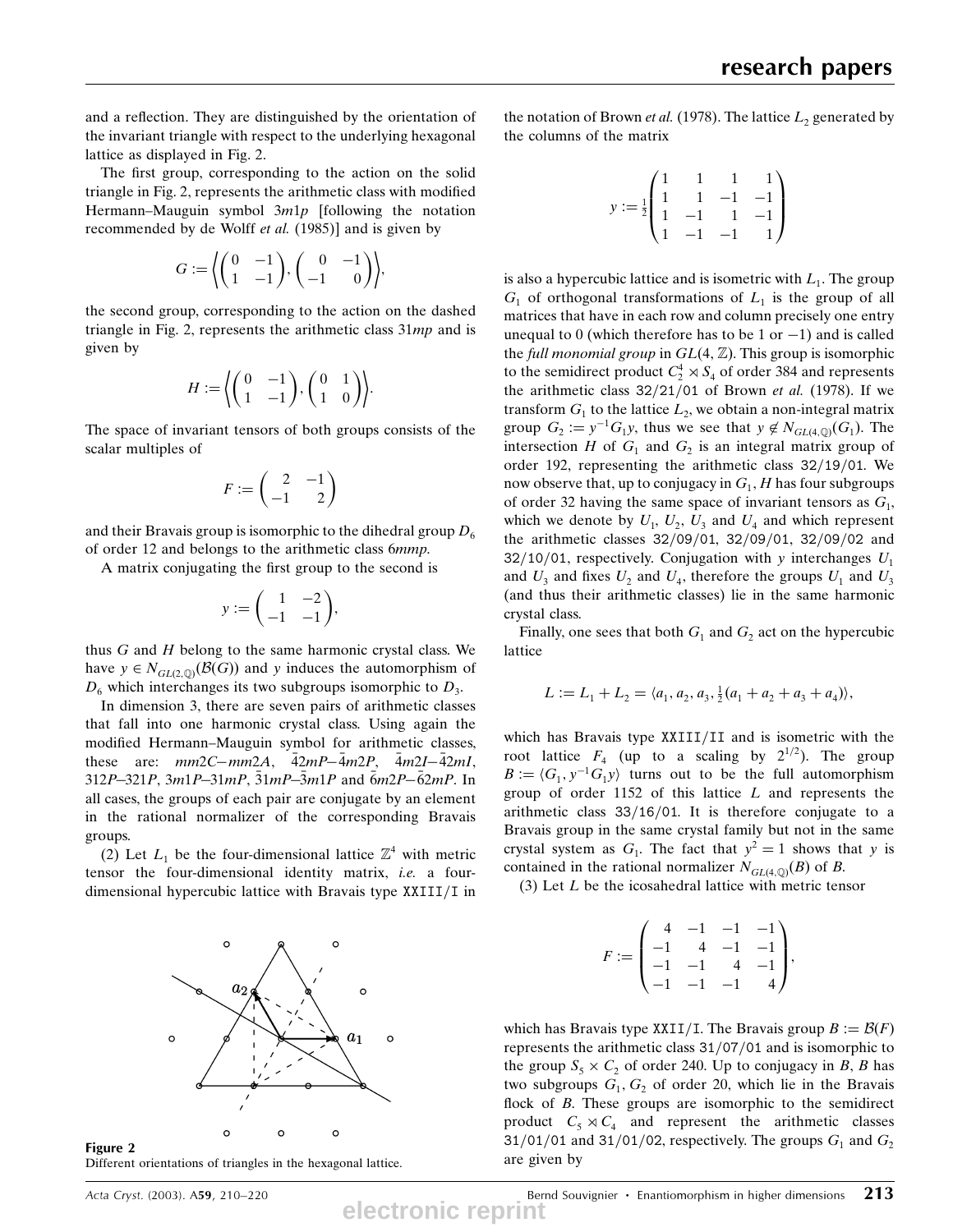and a reflection. They are distinguished by the orientation of the invariant triangle with respect to the underlying hexagonal lattice as displayed in Fig. 2.

The first group, corresponding to the action on the solid triangle in Fig. 2, represents the arithmetic class with modified Hermann–Mauguin symbol $3m1p$ [following the notation recommended by de Wolff *et al.* (1985)] and is given by

$$G := \left\langle \begin{pmatrix} 0 & -1 \\ 1 & -1 \end{pmatrix}, \begin{pmatrix} 0 & -1 \\ -1 & 0 \end{pmatrix} \right\rangle,$$

the second group, corresponding to the action on the dashed triangle in Fig. 2, represents the arithmetic class $31mp$ and is given by

$$H := \left\langle \begin{pmatrix} 0 & -1 \\ 1 & -1 \end{pmatrix}, \begin{pmatrix} 0 & 1 \\ 1 & 0 \end{pmatrix} \right\rangle.$$

The space of invariant tensors of both groups consists of the scalar multiples of

$$F := \begin{pmatrix} 2 & -1 \\ -1 & 2 \end{pmatrix}$$

and their Bravais group is isomorphic to the dihedral group $D_6$ of order 12 and belongs to the arithmetic class $6mmp$.

A matrix conjugating the first group to the second is

$$y := \begin{pmatrix} 1 & -2 \\ -1 & -1 \end{pmatrix},$$

thus $G$ and $H$ belong to the same harmonic crystal class. We have $y \in N_{GL(2,\mathbb{Q})}(\mathcal{B}(G))$ and $y$ induces the automorphism of $D_6$ which interchanges its two subgroups isomorphic to $D_3$.

In dimension 3, there are seven pairs of arithmetic classes that fall into one harmonic crystal class. Using again the modified Hermann–Mauguin symbol for arithmetic classes, these are: $mm2C$–$mm2A$, $\bar{4}2mP$–$\bar{4}m2P$, $\bar{4}m2I$–$\bar{4}2mI$, $312P$–$321P$, $3m1P$–$31mP$, $\bar{3}1mP$–$\bar{3}m1P$ and $\bar{6}m2P$–$\bar{6}2mP$. In all cases, the groups of each pair are conjugate by an element in the rational normalizer of the corresponding Bravais groups.

(2) Let $L_1$ be the four-dimensional lattice $\mathbb{Z}^4$ with metric tensor the four-dimensional identity matrix, *i.e.* a four-dimensional hypercubic lattice with Bravais type XXIII/I in the notation of Brown *et al.* (1978). The lattice $L_2$ generated by the columns of the matrix

$$y := \tfrac{1}{2}\begin{pmatrix} 1 & 1 & 1 & 1 \\ 1 & 1 & -1 & -1 \\ 1 & -1 & 1 & -1 \\ 1 & -1 & -1 & 1 \end{pmatrix}$$

is also a hypercubic lattice and is isometric with $L_1$. The group $G_1$ of orthogonal transformations of $L_1$ is the group of all matrices that have in each row and column precisely one entry unequal to 0 (which therefore has to be 1 or $-1$) and is called the *full monomial group* in $GL(4, \mathbb{Z})$. This group is isomorphic to the semidirect product $C_2^4 \rtimes S_4$ of order 384 and represents the arithmetic class 32/21/01 of Brown *et al.* (1978). If we transform $G_1$ to the lattice $L_2$, we obtain a non-integral matrix group $G_2 := y^{-1}G_1y$, thus we see that $y \notin N_{GL(4,\mathbb{Q})}(G_1)$. The intersection $H$ of $G_1$ and $G_2$ is an integral matrix group of order 192, representing the arithmetic class 32/19/01. We now observe that, up to conjugacy in $G_1$, $H$ has four subgroups of order 32 having the same space of invariant tensors as $G_1$, which we denote by $U_1$, $U_2$, $U_3$ and $U_4$ and which represent the arithmetic classes 32/09/01, 32/09/01, 32/09/02 and 32/10/01, respectively. Conjugation with $y$ interchanges $U_1$ and $U_3$ and fixes $U_2$ and $U_4$, therefore the groups $U_1$ and $U_3$ (and thus their arithmetic classes) lie in the same harmonic crystal class.

Finally, one sees that both $G_1$ and $G_2$ act on the hypercubic lattice

$$L := L_1 + L_2 = \langle a_1, a_2, a_3, \tfrac{1}{2}(a_1 + a_2 + a_3 + a_4) \rangle,$$

which has Bravais type XXIII/II and is isometric with the root lattice $F_4$ (up to a scaling by $2^{1/2}$). The group $B := \langle G_1, y^{-1}G_1y \rangle$ turns out to be the full automorphism group of order 1152 of this lattice $L$ and represents the arithmetic class 33/16/01. It is therefore conjugate to a Bravais group in the same crystal family but not in the same crystal system as $G_1$. The fact that $y^2 = 1$ shows that $y$ is contained in the rational normalizer $N_{GL(4,\mathbb{Q})}(B)$ of $B$.

(3) Let $L$ be the icosahedral lattice with metric tensor

$$F := \begin{pmatrix} 4 & -1 & -1 & -1 \\ -1 & 4 & -1 & -1 \\ -1 & -1 & 4 & -1 \\ -1 & -1 & -1 & 4 \end{pmatrix},$$

which has Bravais type XXII/I. The Bravais group $B := \mathcal{B}(F)$ represents the arithmetic class 31/07/01 and is isomorphic to the group $S_5 \times C_2$ of order 240. Up to conjugacy in $B$, $B$ has two subgroups $G_1$, $G_2$ of order 20, which lie in the Bravais flock of $B$. These groups are isomorphic to the semidirect product $C_5 \rtimes C_4$ and represent the arithmetic classes 31/01/01 and 31/01/02, respectively. The groups $G_1$ and $G_2$ are given by

**Figure 2**
Different orientations of triangles in the hexagonal lattice.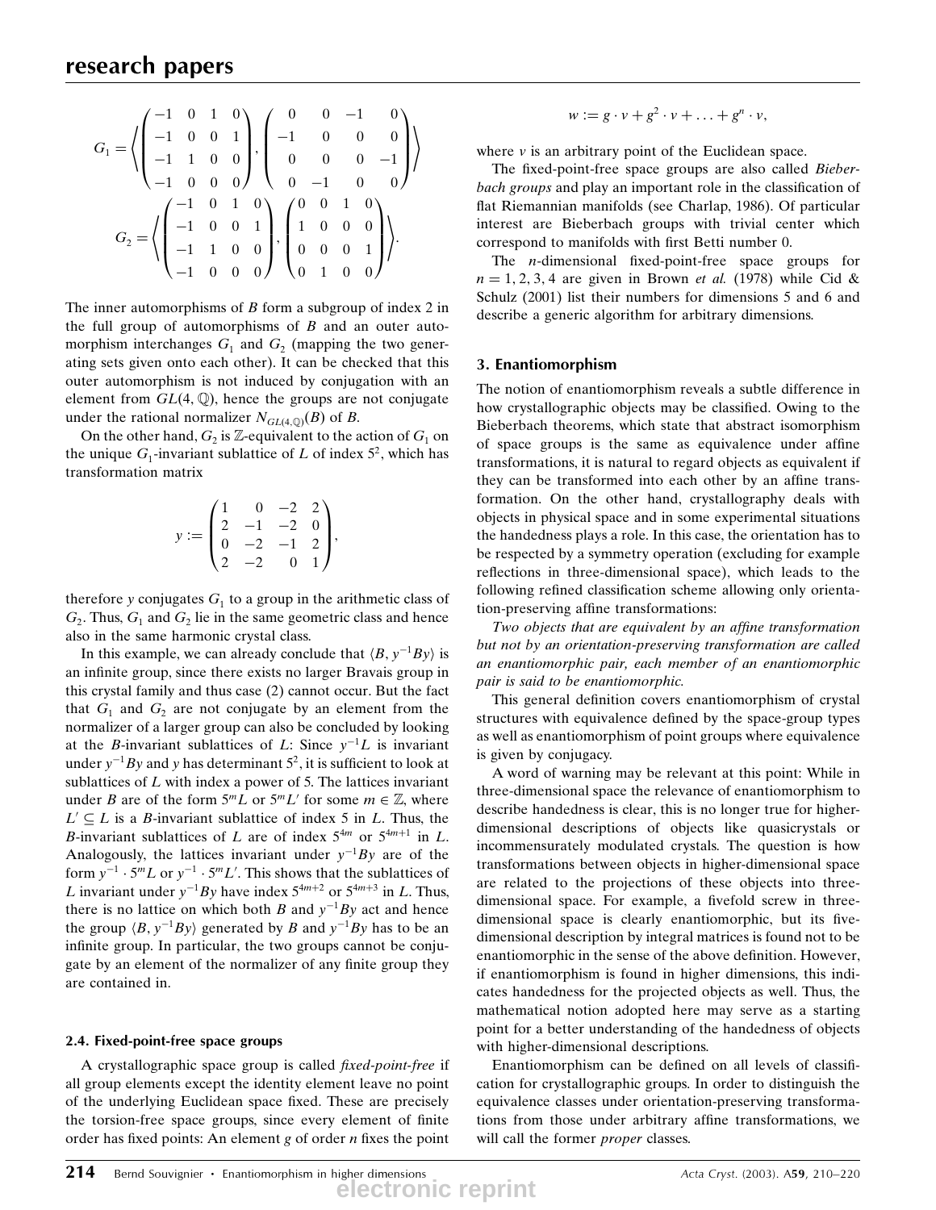$$G_1 = \left\langle \begin{pmatrix} -1 & 0 & 1 & 0 \\ -1 & 0 & 0 & 1 \\ -1 & 1 & 0 & 0 \\ -1 & 0 & 0 & 0 \end{pmatrix}, \begin{pmatrix} 0 & 0 & -1 & 0 \\ -1 & 0 & 0 & 0 \\ 0 & 0 & 0 & -1 \\ 0 & -1 & 0 & 0 \end{pmatrix} \right\rangle$$

$$G_2 = \left\langle \begin{pmatrix} -1 & 0 & 1 & 0 \\ -1 & 0 & 0 & 1 \\ -1 & 1 & 0 & 0 \\ -1 & 0 & 0 & 0 \end{pmatrix}, \begin{pmatrix} 0 & 0 & 1 & 0 \\ 1 & 0 & 0 & 0 \\ 0 & 0 & 0 & 1 \\ 0 & 1 & 0 & 0 \end{pmatrix} \right\rangle.$$

The inner automorphisms of $B$ form a subgroup of index 2 in the full group of automorphisms of $B$ and an outer automorphism interchanges $G_1$ and $G_2$ (mapping the two generating sets given onto each other). It can be checked that this outer automorphism is not induced by conjugation with an element from $GL(4, \mathbb{Q})$, hence the groups are not conjugate under the rational normalizer $N_{GL(4,\mathbb{Q})}(B)$ of $B$.

On the other hand, $G_2$ is $\mathbb{Z}$-equivalent to the action of $G_1$ on the unique $G_1$-invariant sublattice of $L$ of index $5^2$, which has transformation matrix

$$y := \begin{pmatrix} 1 & 0 & -2 & 2 \\ 2 & -1 & -2 & 0 \\ 0 & -2 & -1 & 2 \\ 2 & -2 & 0 & 1 \end{pmatrix},$$

therefore $y$ conjugates $G_1$ to a group in the arithmetic class of $G_2$. Thus, $G_1$ and $G_2$ lie in the same geometric class and hence also in the same harmonic crystal class.

In this example, we can already conclude that $\langle B, y^{-1}By\rangle$ is an infinite group, since there exists no larger Bravais group in this crystal family and thus case (2) cannot occur. But the fact that $G_1$ and $G_2$ are not conjugate by an element from the normalizer of a larger group can also be concluded by looking at the $B$-invariant sublattices of $L$: Since $y^{-1}L$ is invariant under $y^{-1}By$ and $y$ has determinant $5^2$, it is sufficient to look at sublattices of $L$ with index a power of 5. The lattices invariant under $B$ are of the form $5^m L$ or $5^m L'$ for some $m \in \mathbb{Z}$, where $L' \subseteq L$ is a $B$-invariant sublattice of index 5 in $L$. Thus, the $B$-invariant sublattices of $L$ are of index $5^{4m}$ or $5^{4m+1}$ in $L$. Analogously, the lattices invariant under $y^{-1}By$ are of the form $y^{-1} \cdot 5^m L$ or $y^{-1} \cdot 5^m L'$. This shows that the sublattices of $L$ invariant under $y^{-1}By$ have index $5^{4m+2}$ or $5^{4m+3}$ in $L$. Thus, there is no lattice on which both $B$ and $y^{-1}By$ act and hence the group $\langle B, y^{-1}By\rangle$ generated by $B$ and $y^{-1}By$ has to be an infinite group. In particular, the two groups cannot be conjugate by an element of the normalizer of any finite group they are contained in.

### 2.4. Fixed-point-free space groups

A crystallographic space group is called *fixed-point-free* if all group elements except the identity element leave no point of the underlying Euclidean space fixed. These are precisely the torsion-free space groups, since every element of finite order has fixed points: An element $g$ of order $n$ fixes the point

$$w := g \cdot v + g^2 \cdot v + \ldots + g^n \cdot v,$$

where $v$ is an arbitrary point of the Euclidean space.

The fixed-point-free space groups are also called *Bieberbach groups* and play an important role in the classification of flat Riemannian manifolds (see Charlap, 1986). Of particular interest are Bieberbach groups with trivial center which correspond to manifolds with first Betti number 0.

The $n$-dimensional fixed-point-free space groups for $n = 1, 2, 3, 4$ are given in Brown *et al.* (1978) while Cid & Schulz (2001) list their numbers for dimensions 5 and 6 and describe a generic algorithm for arbitrary dimensions.

## 3. Enantiomorphism

The notion of enantiomorphism reveals a subtle difference in how crystallographic objects may be classified. Owing to the Bieberbach theorems, which state that abstract isomorphism of space groups is the same as equivalence under affine transformations, it is natural to regard objects as equivalent if they can be transformed into each other by an affine transformation. On the other hand, crystallography deals with objects in physical space and in some experimental situations the handedness plays a role. In this case, the orientation has to be respected by a symmetry operation (excluding for example reflections in three-dimensional space), which leads to the following refined classification scheme allowing only orientation-preserving affine transformations:

*Two objects that are equivalent by an affine transformation but not by an orientation-preserving transformation are called an enantiomorphic pair, each member of an enantiomorphic pair is said to be enantiomorphic.*

This general definition covers enantiomorphism of crystal structures with equivalence defined by the space-group types as well as enantiomorphism of point groups where equivalence is given by conjugacy.

A word of warning may be relevant at this point: While in three-dimensional space the relevance of enantiomorphism to describe handedness is clear, this is no longer true for higher-dimensional descriptions of objects like quasicrystals or incommensurately modulated crystals. The question is how transformations between objects in higher-dimensional space are related to the projections of these objects into three-dimensional space. For example, a fivefold screw in three-dimensional space is clearly enantiomorphic, but its five-dimensional description by integral matrices is found not to be enantiomorphic in the sense of the above definition. However, if enantiomorphism is found in higher dimensions, this indicates handedness for the projected objects as well. Thus, the mathematical notion adopted here may serve as a starting point for a better understanding of the handedness of objects with higher-dimensional descriptions.

Enantiomorphism can be defined on all levels of classification for crystallographic groups. In order to distinguish the equivalence classes under orientation-preserving transformations from those under arbitrary affine transformations, we will call the former *proper* classes.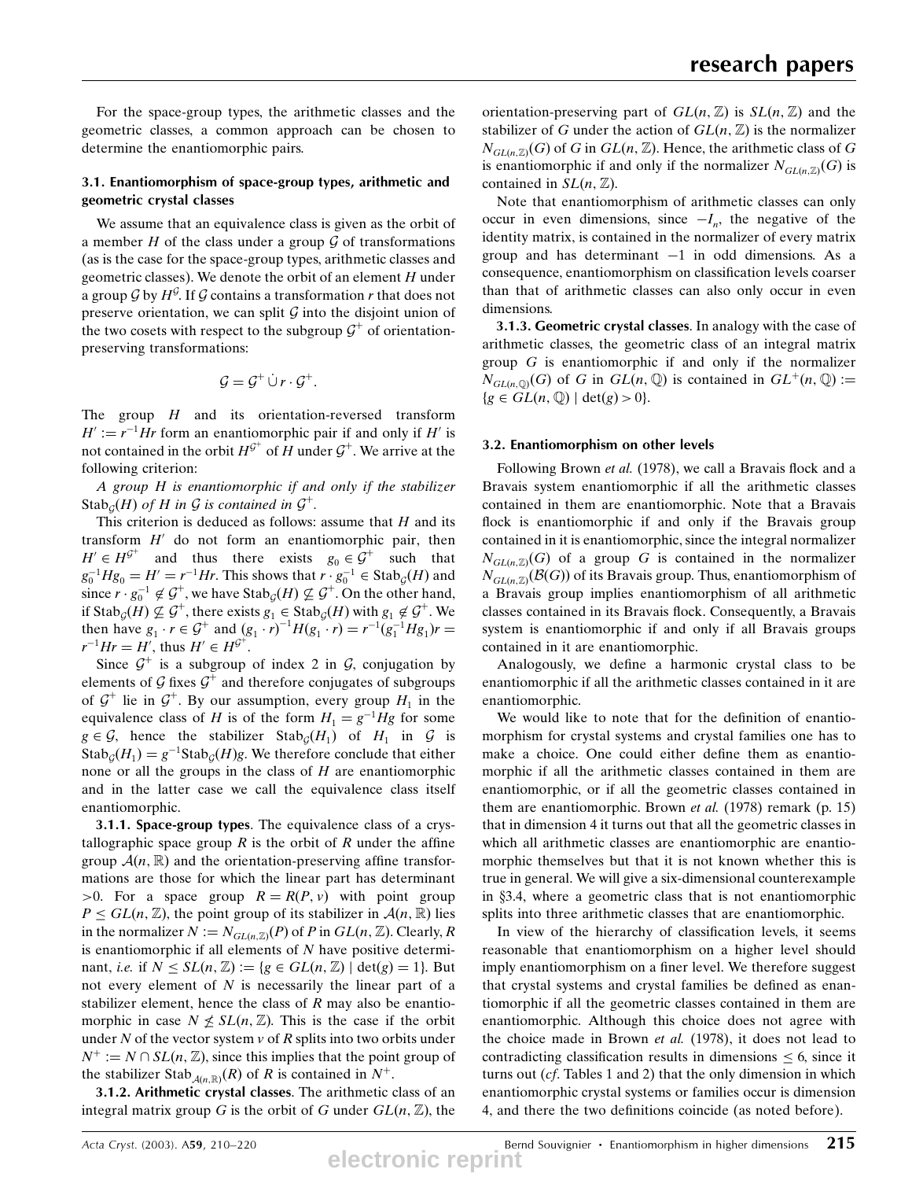For the space-group types, the arithmetic classes and the geometric classes, a common approach can be chosen to determine the enantiomorphic pairs.

### 3.1. Enantiomorphism of space-group types, arithmetic and geometric crystal classes

We assume that an equivalence class is given as the orbit of a member $H$ of the class under a group $\mathcal{G}$ of transformations (as is the case for the space-group types, arithmetic classes and geometric classes). We denote the orbit of an element $H$ under a group $\mathcal{G}$ by $H^{\mathcal{G}}$. If $\mathcal{G}$ contains a transformation $r$ that does not preserve orientation, we can split $\mathcal{G}$ into the disjoint union of the two cosets with respect to the subgroup $\mathcal{G}^+$ of orientation-preserving transformations:

$$\mathcal{G} = \mathcal{G}^+ \,\dot{\cup}\, r \cdot \mathcal{G}^+.$$

The group $H$ and its orientation-reversed transform $H' := r^{-1}Hr$ form an enantiomorphic pair if and only if $H'$ is not contained in the orbit $H^{\mathcal{G}^+}$ of $H$ under $\mathcal{G}^+$. We arrive at the following criterion:

*A group $H$ is enantiomorphic if and only if the stabilizer $\mathrm{Stab}_{\mathcal{G}}(H)$ of $H$ in $\mathcal{G}$ is contained in $\mathcal{G}^+$.*

This criterion is deduced as follows: assume that $H$ and its transform $H'$ do not form an enantiomorphic pair, then $H' \in H^{\mathcal{G}^+}$ and thus there exists $g_0 \in \mathcal{G}^+$ such that $g_0^{-1}Hg_0 = H' = r^{-1}Hr$. This shows that $r \cdot g_0^{-1} \in \mathrm{Stab}_{\mathcal{G}}(H)$ and since $r \cdot g_0^{-1} \not\in \mathcal{G}^+$, we have $\mathrm{Stab}_{\mathcal{G}}(H) \not\subseteq \mathcal{G}^+$. On the other hand, if $\mathrm{Stab}_{\mathcal{G}}(H) \not\subseteq \mathcal{G}^+$, there exists $g_1 \in \mathrm{Stab}_{\mathcal{G}}(H)$ with $g_1 \not\in \mathcal{G}^+$. We then have $g_1 \cdot r \in \mathcal{G}^+$ and $(g_1 \cdot r)^{-1}H(g_1 \cdot r) = r^{-1}(g_1^{-1}Hg_1)r = r^{-1}Hr = H'$, thus $H' \in H^{\mathcal{G}^+}$.

Since $\mathcal{G}^+$ is a subgroup of index 2 in $\mathcal{G}$, conjugation by elements of $\mathcal{G}$ fixes $\mathcal{G}^+$ and therefore conjugates of subgroups of $\mathcal{G}^+$ lie in $\mathcal{G}^+$. By our assumption, every group $H_1$ in the equivalence class of $H$ is of the form $H_1 = g^{-1}Hg$ for some $g \in \mathcal{G}$, hence the stabilizer $\mathrm{Stab}_{\mathcal{G}}(H_1)$ of $H_1$ in $\mathcal{G}$ is $\mathrm{Stab}_{\mathcal{G}}(H_1) = g^{-1}\mathrm{Stab}_{\mathcal{G}}(H)g$. We therefore conclude that either none or all the groups in the class of $H$ are enantiomorphic and in the latter case we call the equivalence class itself enantiomorphic.

**3.1.1. Space-group types**. The equivalence class of a crystallographic space group $R$ is the orbit of $R$ under the affine group $\mathcal{A}(n, \mathbb{R})$ and the orientation-preserving affine transformations are those for which the linear part has determinant $>0$. For a space group $R = R(P, v)$ with point group $P \leq GL(n, \mathbb{Z})$, the point group of its stabilizer in $\mathcal{A}(n, \mathbb{R})$ lies in the normalizer $N := N_{GL(n,\mathbb{Z})}(P)$ of $P$ in $GL(n, \mathbb{Z})$. Clearly, $R$ is enantiomorphic if all elements of $N$ have positive determinant, *i.e.* if $N \leq SL(n, \mathbb{Z}) := \{g \in GL(n, \mathbb{Z}) \mid \det(g) = 1\}$. But not every element of $N$ is necessarily the linear part of a stabilizer element, hence the class of $R$ may also be enantiomorphic in case $N \not\leq SL(n, \mathbb{Z})$. This is the case if the orbit under $N$ of the vector system $v$ of $R$ splits into two orbits under $N^+ := N \cap SL(n, \mathbb{Z})$, since this implies that the point group of the stabilizer $\mathrm{Stab}_{\mathcal{A}(n,\mathbb{R})}(R)$ of $R$ is contained in $N^+$.

**3.1.2. Arithmetic crystal classes**. The arithmetic class of an integral matrix group $G$ is the orbit of $G$ under $GL(n, \mathbb{Z})$, the orientation-preserving part of $GL(n, \mathbb{Z})$ is $SL(n, \mathbb{Z})$ and the stabilizer of $G$ under the action of $GL(n, \mathbb{Z})$ is the normalizer $N_{GL(n,\mathbb{Z})}(G)$ of $G$ in $GL(n, \mathbb{Z})$. Hence, the arithmetic class of $G$ is enantiomorphic if and only if the normalizer $N_{GL(n,\mathbb{Z})}(G)$ is contained in $SL(n, \mathbb{Z})$.

Note that enantiomorphism of arithmetic classes can only occur in even dimensions, since $-I_n$, the negative of the identity matrix, is contained in the normalizer of every matrix group and has determinant $-1$ in odd dimensions. As a consequence, enantiomorphism on classification levels coarser than that of arithmetic classes can also only occur in even dimensions.

**3.1.3. Geometric crystal classes**. In analogy with the case of arithmetic classes, the geometric class of an integral matrix group $G$ is enantiomorphic if and only if the normalizer $N_{GL(n,\mathbb{Q})}(G)$ of $G$ in $GL(n, \mathbb{Q})$ is contained in $GL^+(n, \mathbb{Q}) := \{g \in GL(n, \mathbb{Q}) \mid \det(g) > 0\}$.

### 3.2. Enantiomorphism on other levels

Following Brown *et al.* (1978), we call a Bravais flock and a Bravais system enantiomorphic if all the arithmetic classes contained in them are enantiomorphic. Note that a Bravais flock is enantiomorphic if and only if the Bravais group contained in it is enantiomorphic, since the integral normalizer $N_{GL(n,\mathbb{Z})}(G)$ of a group $G$ is contained in the normalizer $N_{GL(n,\mathbb{Z})}(\mathcal{B}(G))$ of its Bravais group. Thus, enantiomorphism of a Bravais group implies enantiomorphism of all arithmetic classes contained in its Bravais flock. Consequently, a Bravais system is enantiomorphic if and only if all Bravais groups contained in it are enantiomorphic.

Analogously, we define a harmonic crystal class to be enantiomorphic if all the arithmetic classes contained in it are enantiomorphic.

We would like to note that for the definition of enantiomorphism for crystal systems and crystal families one has to make a choice. One could either define them as enantiomorphic if all the arithmetic classes contained in them are enantiomorphic, or if all the geometric classes contained in them are enantiomorphic. Brown *et al.* (1978) remark (p. 15) that in dimension 4 it turns out that all the geometric classes in which all arithmetic classes are enantiomorphic are enantiomorphic themselves but that it is not known whether this is true in general. We will give a six-dimensional counterexample in §3.4, where a geometric class that is not enantiomorphic splits into three arithmetic classes that are enantiomorphic.

In view of the hierarchy of classification levels, it seems reasonable that enantiomorphism on a higher level should imply enantiomorphism on a finer level. We therefore suggest that crystal systems and crystal families be defined as enantiomorphic if all the geometric classes contained in them are enantiomorphic. Although this choice does not agree with the choice made in Brown *et al.* (1978), it does not lead to contradicting classification results in dimensions $\leq 6$, since it turns out (*cf*. Tables 1 and 2) that the only dimension in which enantiomorphic crystal systems or families occur is dimension 4, and there the two definitions coincide (as noted before).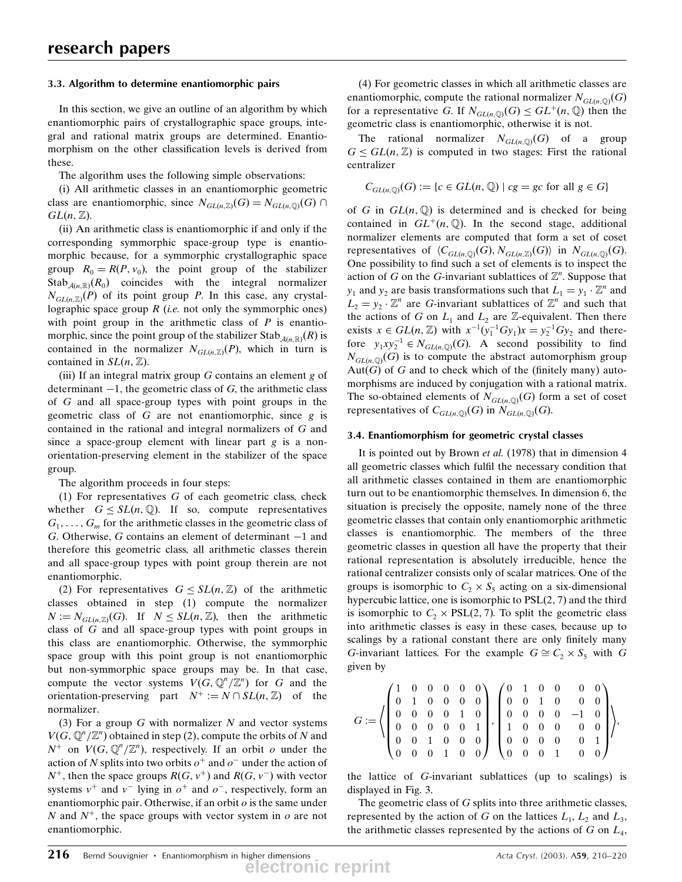### 3.3. Algorithm to determine enantiomorphic pairs

In this section, we give an outline of an algorithm by which enantiomorphic pairs of crystallographic space groups, integral and rational matrix groups are determined. Enantiomorphism on the other classification levels is derived from these.

The algorithm uses the following simple observations:

(i) All arithmetic classes in an enantiomorphic geometric class are enantiomorphic, since $N_{GL(n,\mathbb{Z})}(G) = N_{GL(n,\mathbb{Q})}(G) \cap GL(n,\mathbb{Z})$.

(ii) An arithmetic class is enantiomorphic if and only if the corresponding symmorphic space-group type is enantiomorphic because, for a symmorphic crystallographic space group $R_0 = R(P, v_0)$, the point group of the stabilizer $\mathrm{Stab}_{\mathcal{A}(n,\mathbb{R})}(R_0)$ coincides with the integral normalizer $N_{GL(n,\mathbb{Z})}(P)$ of its point group $P$. In this case, any crystallographic space group $R$ (*i.e.* not only the symmorphic ones) with point group in the arithmetic class of $P$ is enantiomorphic, since the point group of the stabilizer $\mathrm{Stab}_{\mathcal{A}(n,\mathbb{R})}(R)$ is contained in the normalizer $N_{GL(n,\mathbb{Z})}(P)$, which in turn is contained in $SL(n,\mathbb{Z})$.

(iii) If an integral matrix group $G$ contains an element $g$ of determinant $-1$, the geometric class of $G$, the arithmetic class of $G$ and all space-group types with point groups in the geometric class of $G$ are not enantiomorphic, since $g$ is contained in the rational and integral normalizers of $G$ and since a space-group element with linear part $g$ is a non-orientation-preserving element in the stabilizer of the space group.

The algorithm proceeds in four steps:

(1) For representatives $G$ of each geometric class, check whether $G \leq SL(n,\mathbb{Q})$. If so, compute representatives $G_1, \ldots, G_m$ for the arithmetic classes in the geometric class of $G$. Otherwise, $G$ contains an element of determinant $-1$ and therefore this geometric class, all arithmetic classes therein and all space-group types with point group therein are not enantiomorphic.

(2) For representatives $G \leq SL(n,\mathbb{Z})$ of the arithmetic classes obtained in step (1) compute the normalizer $N := N_{GL(n,\mathbb{Z})}(G)$. If $N \leq SL(n,\mathbb{Z})$, then the arithmetic class of $G$ and all space-group types with point groups in this class are enantiomorphic. Otherwise, the symmorphic space group with this point group is not enantiomorphic but non-symmorphic space groups may be. In that case, compute the vector systems $V(G, \mathbb{Q}^n/\mathbb{Z}^n)$ for $G$ and the orientation-preserving part $N^+ := N \cap SL(n,\mathbb{Z})$ of the normalizer.

(3) For a group $G$ with normalizer $N$ and vector systems $V(G, \mathbb{Q}^n/\mathbb{Z}^n)$ obtained in step (2), compute the orbits of $N$ and $N^+$ on $V(G, \mathbb{Q}^n/\mathbb{Z}^n)$, respectively. If an orbit $o$ under the action of $N$ splits into two orbits $o^+$ and $o^-$ under the action of $N^+$, then the space groups $R(G, v^+)$ and $R(G, v^-)$ with vector systems $v^+$ and $v^-$ lying in $o^+$ and $o^-$, respectively, form an enantiomorphic pair. Otherwise, if an orbit $o$ is the same under $N$ and $N^+$, the space groups with vector system in $o$ are not enantiomorphic.

(4) For geometric classes in which all arithmetic classes are enantiomorphic, compute the rational normalizer $N_{GL(n,\mathbb{Q})}(G)$ for a representative $G$. If $N_{GL(n,\mathbb{Q})}(G) \leq GL^+(n,\mathbb{Q})$ then the geometric class is enantiomorphic, otherwise it is not.

The rational normalizer $N_{GL(n,\mathbb{Q})}(G)$ of a group $G \leq GL(n,\mathbb{Z})$ is computed in two stages: First the rational centralizer

$$C_{GL(n,\mathbb{Q})}(G) := \{c \in GL(n,\mathbb{Q}) \mid cg = gc \text{ for all } g \in G\}$$

of $G$ in $GL(n,\mathbb{Q})$ is determined and is checked for being contained in $GL^+(n,\mathbb{Q})$. In the second stage, additional normalizer elements are computed that form a set of coset representatives of $\langle C_{GL(n,\mathbb{Q})}(G), N_{GL(n,\mathbb{Z})}(G)\rangle$ in $N_{GL(n,\mathbb{Q})}(G)$. One possibility to find such a set of elements is to inspect the action of $G$ on the $G$-invariant sublattices of $\mathbb{Z}^n$. Suppose that $y_1$ and $y_2$ are basis transformations such that $L_1 = y_1 \cdot \mathbb{Z}^n$ and $L_2 = y_2 \cdot \mathbb{Z}^n$ are $G$-invariant sublattices of $\mathbb{Z}^n$ and such that the actions of $G$ on $L_1$ and $L_2$ are $\mathbb{Z}$-equivalent. Then there exists $x \in GL(n,\mathbb{Z})$ with $x^{-1}(y_1^{-1}Gy_1)x = y_2^{-1}Gy_2$ and therefore $y_1xy_2^{-1} \in N_{GL(n,\mathbb{Q})}(G)$. A second possibility to find $N_{GL(n,\mathbb{Q})}(G)$ is to compute the abstract automorphism group $\mathrm{Aut}(G)$ of $G$ and to check which of the (finitely many) automorphisms are induced by conjugation with a rational matrix. The so-obtained elements of $N_{GL(n,\mathbb{Q})}(G)$ form a set of coset representatives of $C_{GL(n,\mathbb{Q})}(G)$ in $N_{GL(n,\mathbb{Q})}(G)$.

### 3.4. Enantiomorphism for geometric crystal classes

It is pointed out by Brown *et al.* (1978) that in dimension 4 all geometric classes which fulfil the necessary condition that all arithmetic classes contained in them are enantiomorphic turn out to be enantiomorphic themselves. In dimension 6, the situation is precisely the opposite, namely none of the three geometric classes that contain only enantiomorphic arithmetic classes is enantiomorphic. The members of the three geometric classes in question all have the property that their rational representation is absolutely irreducible, hence the rational centralizer consists only of scalar matrices. One of the groups is isomorphic to $C_2 \times S_5$ acting on a six-dimensional hypercubic lattice, one is isomorphic to PSL(2, 7) and the third is isomorphic to $C_2 \times \mathrm{PSL}(2,7)$. To split the geometric class into arithmetic classes is easy in these cases, because up to scalings by a rational constant there are only finitely many $G$-invariant lattices. For the example $G \cong C_2 \times S_5$ with $G$ given by

$$G := \left\langle \begin{pmatrix} 1&0&0&0&0&0\\ 0&1&0&0&0&0\\ 0&0&0&0&1&0\\ 0&0&0&0&0&1\\ 0&0&1&0&0&0\\ 0&0&0&1&0&0 \end{pmatrix}, \begin{pmatrix} 0&1&0&0&0&0\\ 0&0&1&0&0&0\\ 0&0&0&0&-1&0\\ 1&0&0&0&0&0\\ 0&0&0&0&0&1\\ 0&0&0&1&0&0 \end{pmatrix} \right\rangle,$$

the lattice of $G$-invariant sublattices (up to scalings) is displayed in Fig. 3.

The geometric class of $G$ splits into three arithmetic classes, represented by the action of $G$ on the lattices $L_1$, $L_2$ and $L_3$, the arithmetic classes represented by the actions of $G$ on $L_4$,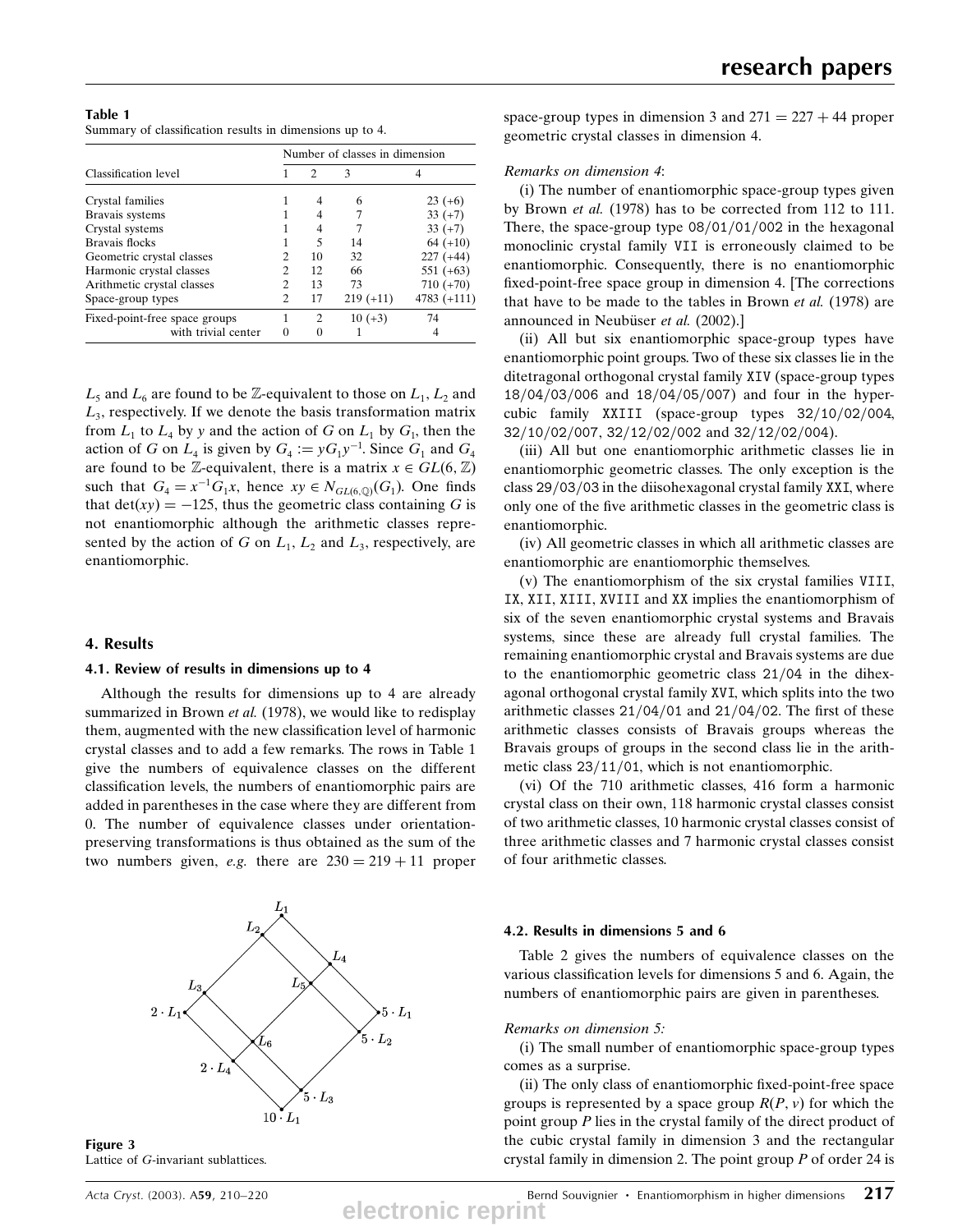**Table 1**
Summary of classification results in dimensions up to 4.

| Classification level | Number of classes in dimension | | | |
|---|---|---|---|---|
| | 1 | 2 | 3 | 4 |
| Crystal families | 1 | 4 | 6 | 23 (+6) |
| Bravais systems | 1 | 4 | 7 | 33 (+7) |
| Crystal systems | 1 | 4 | 7 | 33 (+7) |
| Bravais flocks | 1 | 5 | 14 | 64 (+10) |
| Geometric crystal classes | 2 | 10 | 32 | 227 (+44) |
| Harmonic crystal classes | 2 | 12 | 66 | 551 (+63) |
| Arithmetic crystal classes | 2 | 13 | 73 | 710 (+70) |
| Space-group types | 2 | 17 | 219 (+11) | 4783 (+111) |
| Fixed-point-free space groups | 1 | 2 | 10 (+3) | 74 |
| with trivial center | 0 | 0 | 1 | 4 |

$L_5$ and $L_6$ are found to be $\mathbb{Z}$-equivalent to those on $L_1$, $L_2$ and $L_3$, respectively. If we denote the basis transformation matrix from $L_1$ to $L_4$ by $y$ and the action of $G$ on $L_1$ by $G_1$, then the action of $G$ on $L_4$ is given by $G_4 := yG_1y^{-1}$. Since $G_1$ and $G_4$ are found to be $\mathbb{Z}$-equivalent, there is a matrix $x \in GL(6, \mathbb{Z})$ such that $G_4 = x^{-1}G_1x$, hence $xy \in N_{GL(6,\mathbb{Q})}(G_1)$. One finds that $\det(xy) = -125$, thus the geometric class containing $G$ is not enantiomorphic although the arithmetic classes represented by the action of $G$ on $L_1$, $L_2$ and $L_3$, respectively, are enantiomorphic.

## 4. Results

### 4.1. Review of results in dimensions up to 4

Although the results for dimensions up to 4 are already summarized in Brown *et al.* (1978), we would like to redisplay them, augmented with the new classification level of harmonic crystal classes and to add a few remarks. The rows in Table 1 give the numbers of equivalence classes on the different classification levels, the numbers of enantiomorphic pairs are added in parentheses in the case where they are different from 0. The number of equivalence classes under orientation-preserving transformations is thus obtained as the sum of the two numbers given, *e.g.* there are $230 = 219 + 11$ proper space-group types in dimension 3 and $271 = 227 + 44$ proper geometric crystal classes in dimension 4.

Figure 3
Lattice of $G$-invariant sublattices.

*Remarks on dimension 4*:

(i) The number of enantiomorphic space-group types given by Brown *et al.* (1978) has to be corrected from 112 to 111. There, the space-group type 08/01/01/002 in the hexagonal monoclinic crystal family VII is erroneously claimed to be enantiomorphic. Consequently, there is no enantiomorphic fixed-point-free space group in dimension 4. [The corrections that have to be made to the tables in Brown *et al.* (1978) are announced in Neubüser *et al.* (2002).]

(ii) All but six enantiomorphic space-group types have enantiomorphic point groups. Two of these six classes lie in the ditetragonal orthogonal crystal family XIV (space-group types 18/04/03/006 and 18/04/05/007) and four in the hypercubic family XXIII (space-group types 32/10/02/004, 32/10/02/007, 32/12/02/002 and 32/12/02/004).

(iii) All but one enantiomorphic arithmetic classes lie in enantiomorphic geometric classes. The only exception is the class 29/03/03 in the diisohexagonal crystal family XXI, where only one of the five arithmetic classes in the geometric class is enantiomorphic.

(iv) All geometric classes in which all arithmetic classes are enantiomorphic are enantiomorphic themselves.

(v) The enantiomorphism of the six crystal families VIII, IX, XII, XIII, XVIII and XX implies the enantiomorphism of six of the seven enantiomorphic crystal systems and Bravais systems, since these are already full crystal families. The remaining enantiomorphic crystal and Bravais systems are due to the enantiomorphic geometric class 21/04 in the dihexagonal orthogonal crystal family XVI, which splits into the two arithmetic classes 21/04/01 and 21/04/02. The first of these arithmetic classes consists of Bravais groups whereas the Bravais groups of groups in the second class lie in the arithmetic class 23/11/01, which is not enantiomorphic.

(vi) Of the 710 arithmetic classes, 416 form a harmonic crystal class on their own, 118 harmonic crystal classes consist of two arithmetic classes, 10 harmonic crystal classes consist of three arithmetic classes and 7 harmonic crystal classes consist of four arithmetic classes.

### 4.2. Results in dimensions 5 and 6

Table 2 gives the numbers of equivalence classes on the various classification levels for dimensions 5 and 6. Again, the numbers of enantiomorphic pairs are given in parentheses.

*Remarks on dimension 5:*

(i) The small number of enantiomorphic space-group types comes as a surprise.

(ii) The only class of enantiomorphic fixed-point-free space groups is represented by a space group $R(P, v)$ for which the point group $P$ lies in the crystal family of the direct product of the cubic crystal family in dimension 3 and the rectangular crystal family in dimension 2. The point group $P$ of order 24 is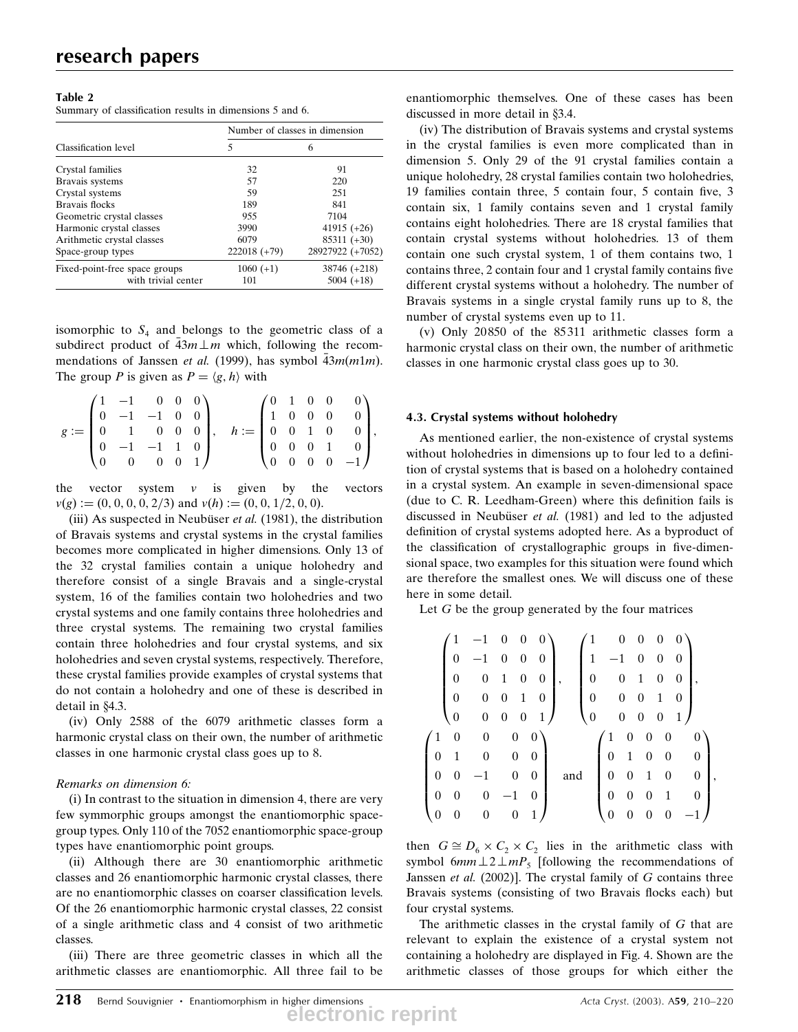**Table 2**
Summary of classification results in dimensions 5 and 6.

| Classification level | Number of classes in dimension 5 | 6 |
|---|---|---|
| Crystal families | 32 | 91 |
| Bravais systems | 57 | 220 |
| Crystal systems | 59 | 251 |
| Bravais flocks | 189 | 841 |
| Geometric crystal classes | 955 | 7104 |
| Harmonic crystal classes | 3990 | 41915 (+26) |
| Arithmetic crystal classes | 6079 | 85311 (+30) |
| Space-group types | 222018 (+79) | 28927922 (+7052) |
| Fixed-point-free space groups | 1060 (+1) | 38746 (+218) |
| with trivial center | 101 | 5004 (+18) |

isomorphic to $S_4$ and belongs to the geometric class of a subdirect product of $\bar{4}3m \perp m$ which, following the recommendations of Janssen *et al.* (1999), has symbol $\bar{4}3m(m1m)$. The group $P$ is given as $P = \langle g, h \rangle$ with

$$g := \begin{pmatrix} 1 & -1 & 0 & 0 & 0 \\ 0 & -1 & -1 & 0 & 0 \\ 0 & 1 & 0 & 0 & 0 \\ 0 & -1 & -1 & 1 & 0 \\ 0 & 0 & 0 & 0 & 1 \end{pmatrix}, \quad h := \begin{pmatrix} 0 & 1 & 0 & 0 & 0 \\ 1 & 0 & 0 & 0 & 0 \\ 0 & 0 & 1 & 0 & 0 \\ 0 & 0 & 0 & 1 & 0 \\ 0 & 0 & 0 & 0 & -1 \end{pmatrix},$$

the vector system $v$ is given by the vectors $v(g) := (0, 0, 0, 0, 2/3)$ and $v(h) := (0, 0, 1/2, 0, 0)$.

(iii) As suspected in Neubüser *et al.* (1981), the distribution of Bravais systems and crystal systems in the crystal families becomes more complicated in higher dimensions. Only 13 of the 32 crystal families contain a unique holohedry and therefore consist of a single Bravais and a single-crystal system, 16 of the families contain two holohedries and two crystal systems and one family contains three holohedries and three crystal systems. The remaining two crystal families contain three holohedries and four crystal systems, and six holohedries and seven crystal systems, respectively. Therefore, these crystal families provide examples of crystal systems that do not contain a holohedry and one of these is described in detail in §4.3.

(iv) Only 2588 of the 6079 arithmetic classes form a harmonic crystal class on their own, the number of arithmetic classes in one harmonic crystal class goes up to 8.

*Remarks on dimension 6:*

(i) In contrast to the situation in dimension 4, there are very few symmorphic groups amongst the enantiomorphic space-group types. Only 110 of the 7052 enantiomorphic space-group types have enantiomorphic point groups.

(ii) Although there are 30 enantiomorphic arithmetic classes and 26 enantiomorphic harmonic crystal classes, there are no enantiomorphic classes on coarser classification levels. Of the 26 enantiomorphic harmonic crystal classes, 22 consist of a single arithmetic class and 4 consist of two arithmetic classes.

(iii) There are three geometric classes in which all the arithmetic classes are enantiomorphic. All three fail to be enantiomorphic themselves. One of these cases has been discussed in more detail in §3.4.

(iv) The distribution of Bravais systems and crystal systems in the crystal families is even more complicated than in dimension 5. Only 29 of the 91 crystal families contain a unique holohedry, 28 crystal families contain two holohedries, 19 families contain three, 5 contain four, 5 contain five, 3 contain six, 1 family contains seven and 1 crystal family contains eight holohedries. There are 18 crystal families that contain crystal systems without holohedries. 13 of them contain one such crystal system, 1 of them contains two, 1 contains three, 2 contain four and 1 crystal family contains five different crystal systems without a holohedry. The number of Bravais systems in a single crystal family runs up to 8, the number of crystal systems even up to 11.

(v) Only 20850 of the 85311 arithmetic classes form a harmonic crystal class on their own, the number of arithmetic classes in one harmonic crystal class goes up to 30.

### 4.3. Crystal systems without holohedry

As mentioned earlier, the non-existence of crystal systems without holohedries in dimensions up to four led to a definition of crystal systems that is based on a holohedry contained in a crystal system. An example in seven-dimensional space (due to C. R. Leedham-Green) where this definition fails is discussed in Neubüser *et al.* (1981) and led to the adjusted definition of crystal systems adopted here. As a byproduct of the classification of crystallographic groups in five-dimensional space, two examples for this situation were found which are therefore the smallest ones. We will discuss one of these here in some detail.

Let $G$ be the group generated by the four matrices

$$\begin{pmatrix} 1 & -1 & 0 & 0 & 0 \\ 0 & -1 & 0 & 0 & 0 \\ 0 & 0 & 1 & 0 & 0 \\ 0 & 0 & 0 & 1 & 0 \\ 0 & 0 & 0 & 0 & 1 \end{pmatrix}, \quad \begin{pmatrix} 1 & 0 & 0 & 0 & 0 \\ 1 & -1 & 0 & 0 & 0 \\ 0 & 0 & 1 & 0 & 0 \\ 0 & 0 & 0 & 1 & 0 \\ 0 & 0 & 0 & 0 & 1 \end{pmatrix},$$

$$\begin{pmatrix} 1 & 0 & 0 & 0 & 0 \\ 0 & 1 & 0 & 0 & 0 \\ 0 & 0 & -1 & 0 & 0 \\ 0 & 0 & 0 & -1 & 0 \\ 0 & 0 & 0 & 0 & 1 \end{pmatrix} \quad \text{and} \quad \begin{pmatrix} 1 & 0 & 0 & 0 & 0 \\ 0 & 1 & 0 & 0 & 0 \\ 0 & 0 & 1 & 0 & 0 \\ 0 & 0 & 0 & 1 & 0 \\ 0 & 0 & 0 & 0 & -1 \end{pmatrix},$$

then $G \cong D_6 \times C_2 \times C_2$ lies in the arithmetic class with symbol $6mm \perp 2 \perp mP_5$ [following the recommendations of Janssen *et al.* (2002)]. The crystal family of $G$ contains three Bravais systems (consisting of two Bravais flocks each) but four crystal systems.

The arithmetic classes in the crystal family of $G$ that are relevant to explain the existence of a crystal system not containing a holohedry are displayed in Fig. 4. Shown are the arithmetic classes of those groups for which either the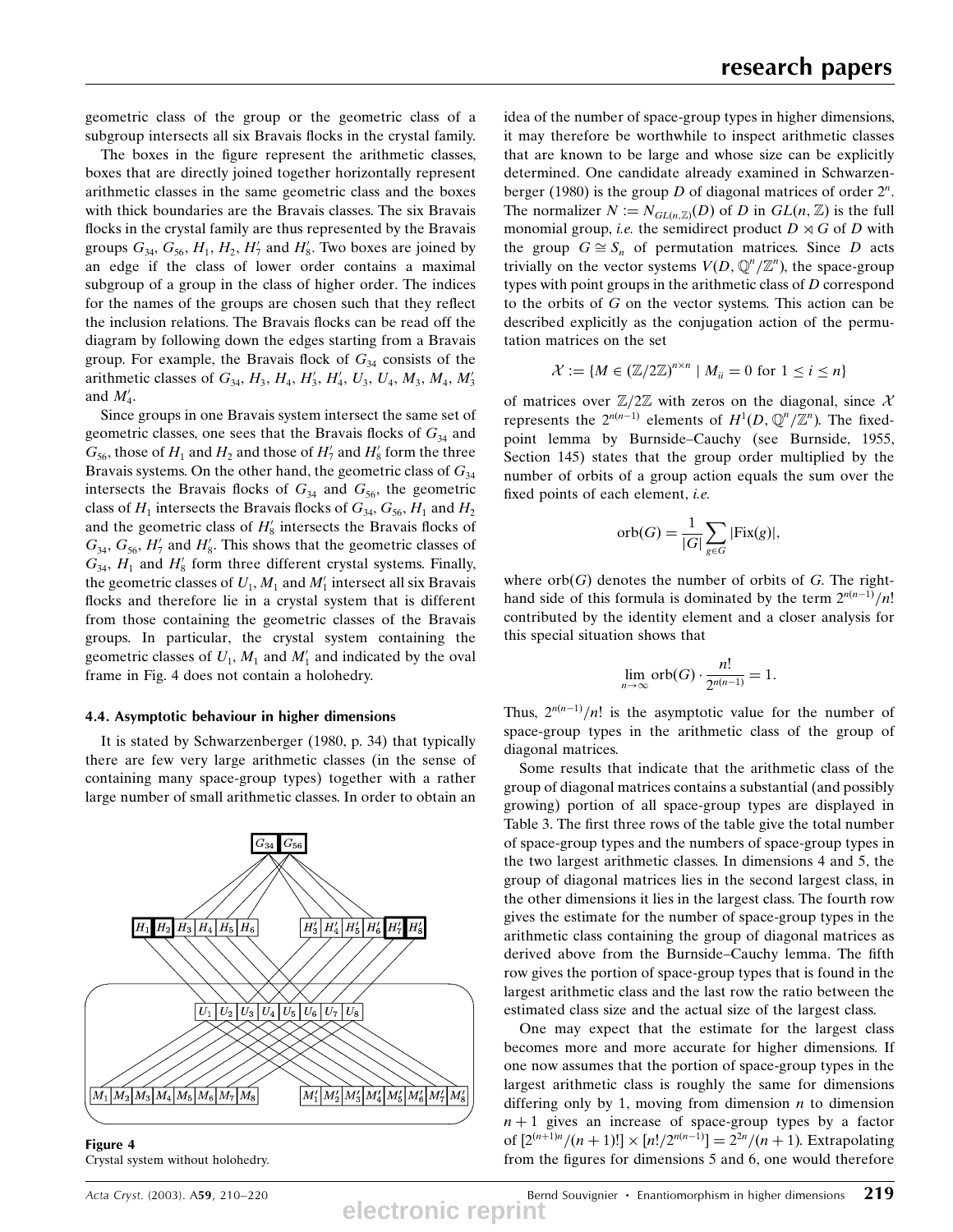geometric class of the group or the geometric class of a subgroup intersects all six Bravais flocks in the crystal family.

The boxes in the figure represent the arithmetic classes, boxes that are directly joined together horizontally represent arithmetic classes in the same geometric class and the boxes with thick boundaries are the Bravais classes. The six Bravais flocks in the crystal family are thus represented by the Bravais groups $G_{34}$, $G_{56}$, $H_1$, $H_2$, $H_7'$ and $H_8'$. Two boxes are joined by an edge if the class of lower order contains a maximal subgroup of a group in the class of higher order. The indices for the names of the groups are chosen such that they reflect the inclusion relations. The Bravais flocks can be read off the diagram by following down the edges starting from a Bravais group. For example, the Bravais flock of $G_{34}$ consists of the arithmetic classes of $G_{34}$, $H_3$, $H_4$, $H_3'$, $H_4'$, $U_3$, $U_4$, $M_3$, $M_4$, $M_3'$ and $M_4'$.

Since groups in one Bravais system intersect the same set of geometric classes, one sees that the Bravais flocks of $G_{34}$ and $G_{56}$, those of $H_1$ and $H_2$ and those of $H_7'$ and $H_8'$ form the three Bravais systems. On the other hand, the geometric class of $G_{34}$ intersects the Bravais flocks of $G_{34}$ and $G_{56}$, the geometric class of $H_1$ intersects the Bravais flocks of $G_{34}$, $G_{56}$, $H_1$ and $H_2$ and the geometric class of $H_8'$ intersects the Bravais flocks of $G_{34}$, $G_{56}$, $H_7'$ and $H_8'$. This shows that the geometric classes of $G_{34}$, $H_1$ and $H_8'$ form three different crystal systems. Finally, the geometric classes of $U_1$, $M_1$ and $M_1'$ intersect all six Bravais flocks and therefore lie in a crystal system that is different from those containing the geometric classes of the Bravais groups. In particular, the crystal system containing the geometric classes of $U_1$, $M_1$ and $M_1'$ and indicated by the oval frame in Fig. 4 does not contain a holohedry.

### 4.4. Asymptotic behaviour in higher dimensions

It is stated by Schwarzenberger (1980, p. 34) that typically there are few very large arithmetic classes (in the sense of containing many space-group types) together with a rather large number of small arithmetic classes. In order to obtain an idea of the number of space-group types in higher dimensions, it may therefore be worthwhile to inspect arithmetic classes that are known to be large and whose size can be explicitly determined. One candidate already examined in Schwarzenberger (1980) is the group $D$ of diagonal matrices of order $2^n$. The normalizer $N := N_{GL(n,\mathbb{Z})}(D)$ of $D$ in $GL(n, \mathbb{Z})$ is the full monomial group, *i.e.* the semidirect product $D \rtimes G$ of $D$ with the group $G \cong S_n$ of permutation matrices. Since $D$ acts trivially on the vector systems $V(D, \mathbb{Q}^n/\mathbb{Z}^n)$, the space-group types with point groups in the arithmetic class of $D$ correspond to the orbits of $G$ on the vector systems. This action can be described explicitly as the conjugation action of the permutation matrices on the set

$$\mathcal{X} := \{M \in (\mathbb{Z}/2\mathbb{Z})^{n\times n} \mid M_{ii} = 0 \text{ for } 1 \le i \le n\}$$

of matrices over $\mathbb{Z}/2\mathbb{Z}$ with zeros on the diagonal, since $\mathcal{X}$ represents the $2^{n(n-1)}$ elements of $H^1(D, \mathbb{Q}^n/\mathbb{Z}^n)$. The fixed-point lemma by Burnside–Cauchy (see Burnside, 1955, Section 145) states that the group order multiplied by the number of orbits of a group action equals the sum over the fixed points of each element, *i.e.*

$$\text{orb}(G) = \frac{1}{|G|}\sum_{g\in G}|\text{Fix}(g)|,$$

where orb($G$) denotes the number of orbits of $G$. The right-hand side of this formula is dominated by the term $2^{n(n-1)}/n!$ contributed by the identity element and a closer analysis for this special situation shows that

$$\lim_{n\to\infty} \text{orb}(G)\cdot\frac{n!}{2^{n(n-1)}} = 1.$$

Thus, $2^{n(n-1)}/n!$ is the asymptotic value for the number of space-group types in the arithmetic class of the group of diagonal matrices.

Some results that indicate that the arithmetic class of the group of diagonal matrices contains a substantial (and possibly growing) portion of all space-group types are displayed in Table 3. The first three rows of the table give the total number of space-group types and the numbers of space-group types in the two largest arithmetic classes. In dimensions 4 and 5, the group of diagonal matrices lies in the second largest class, in the other dimensions it lies in the largest class. The fourth row gives the estimate for the number of space-group types in the arithmetic class containing the group of diagonal matrices as derived above from the Burnside–Cauchy lemma. The fifth row gives the portion of space-group types that is found in the largest arithmetic class and the last row the ratio between the estimated class size and the actual size of the largest class.

One may expect that the estimate for the largest class becomes more and more accurate for higher dimensions. If one now assumes that the portion of space-group types in the largest arithmetic class is roughly the same for dimensions differing only by 1, moving from dimension $n$ to dimension $n+1$ gives an increase of space-group types by a factor of $[2^{(n+1)n}/(n+1)!] \times [n!/2^{n(n-1)}] = 2^{2n}/(n+1)$. Extrapolating from the figures for dimensions 5 and 6, one would therefore

**Figure 4**
Crystal system without holohedry.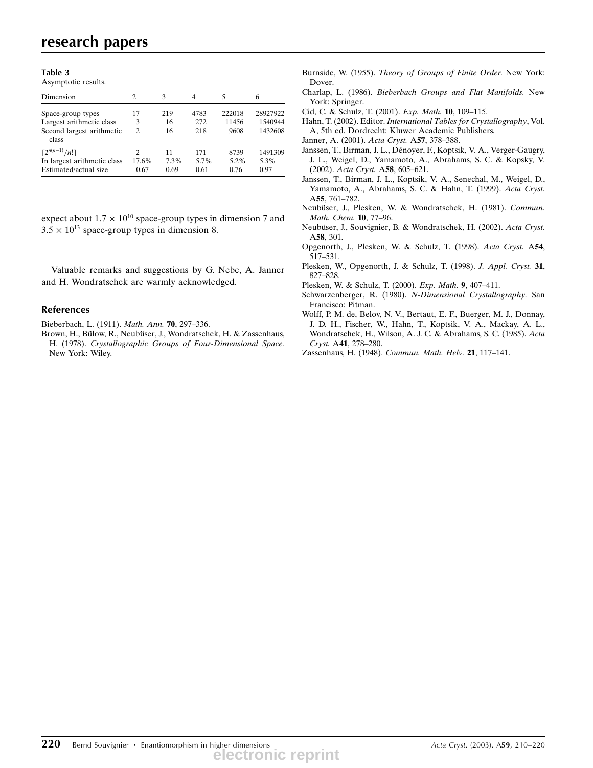**Table 3**
Asymptotic results.

| Dimension | 2 | 3 | 4 | 5 | 6 |
|---|---|---|---|---|---|
| Space-group types | 17 | 219 | 4783 | 222018 | 28927922 |
| Largest arithmetic class | 3 | 16 | 272 | 11456 | 1540944 |
| Second largest arithmetic class | 2 | 16 | 218 | 9608 | 1432608 |
| $\lceil 2^{n(n-1)}/n! \rceil$ | 2 | 11 | 171 | 8739 | 1491309 |
| In largest arithmetic class | 17.6% | 7.3% | 5.7% | 5.2% | 5.3% |
| Estimated/actual size | 0.67 | 0.69 | 0.61 | 0.76 | 0.97 |

expect about $1.7 \times 10^{10}$ space-group types in dimension 7 and $3.5 \times 10^{13}$ space-group types in dimension 8.

Valuable remarks and suggestions by G. Nebe, A. Janner and H. Wondratschek are warmly acknowledged.

## References

Bieberbach, L. (1911). *Math. Ann.* **70**, 297–336.

Brown, H., Bülow, R., Neubüser, J., Wondratschek, H. & Zassenhaus, H. (1978). *Crystallographic Groups of Four-Dimensional Space.* New York: Wiley.

Burnside, W. (1955). *Theory of Groups of Finite Order.* New York: Dover.

Charlap, L. (1986). *Bieberbach Groups and Flat Manifolds.* New York: Springer.

Cid, C. & Schulz, T. (2001). *Exp. Math.* **10**, 109–115.

Hahn, T. (2002). Editor. *International Tables for Crystallography*, Vol. A, 5th ed. Dordrecht: Kluwer Academic Publishers.

Janner, A. (2001). *Acta Cryst.* A**57**, 378–388.

Janssen, T., Birman, J. L., Dénoyer, F., Koptsik, V. A., Verger-Gaugry, J. L., Weigel, D., Yamamoto, A., Abrahams, S. C. & Kopsky, V. (2002). *Acta Cryst.* A**58**, 605–621.

Janssen, T., Birman, J. L., Koptsik, V. A., Senechal, M., Weigel, D., Yamamoto, A., Abrahams, S. C. & Hahn, T. (1999). *Acta Cryst.* A**55**, 761–782.

Neubüser, J., Plesken, W. & Wondratschek, H. (1981). *Commun. Math. Chem.* **10**, 77–96.

Neubüser, J., Souvignier, B. & Wondratschek, H. (2002). *Acta Cryst.* A**58**, 301.

Opgenorth, J., Plesken, W. & Schulz, T. (1998). *Acta Cryst.* A**54**, 517–531.

Plesken, W., Opgenorth, J. & Schulz, T. (1998). *J. Appl. Cryst.* **31**, 827–828.

Plesken, W. & Schulz, T. (2000). *Exp. Math.* **9**, 407–411.

Schwarzenberger, R. (1980). *N-Dimensional Crystallography.* San Francisco: Pitman.

Wolff, P. M. de, Belov, N. V., Bertaut, E. F., Buerger, M. J., Donnay, J. D. H., Fischer, W., Hahn, T., Koptsik, V. A., Mackay, A. L., Wondratschek, H., Wilson, A. J. C. & Abrahams, S. C. (1985). *Acta Cryst.* A**41**, 278–280.

Zassenhaus, H. (1948). *Commun. Math. Helv.* **21**, 117–141.